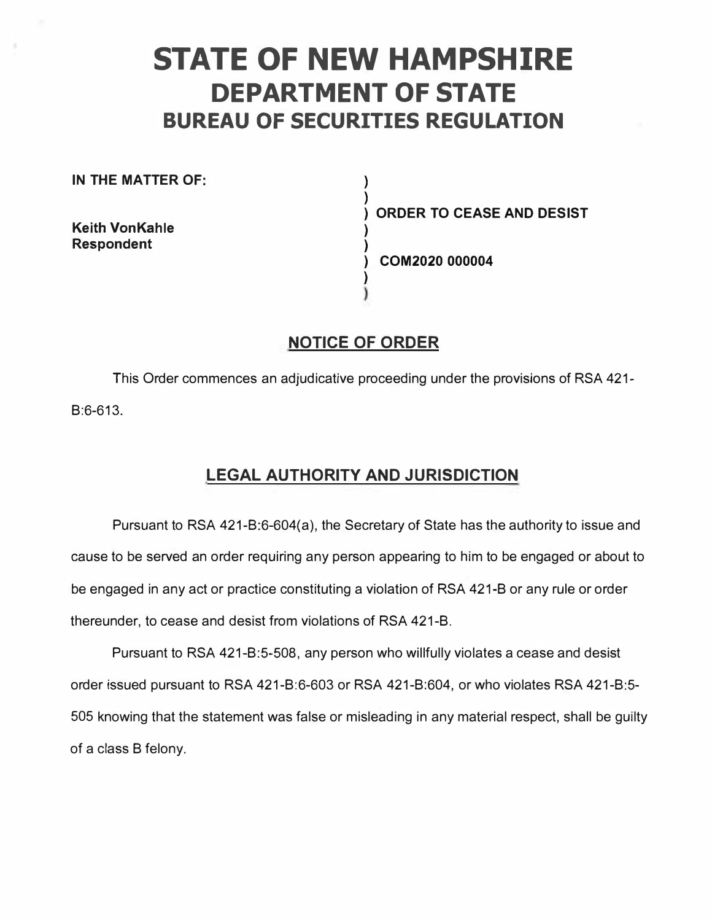# STATE OF NEW HAMPSHIRE
## DEPARTMENT OF STATE
### BUREAU OF SECURITIES REGULATION

**IN THE MATTER OF:**

**Keith VonKahle**
**Respondent**

**ORDER TO CEASE AND DESIST**

**COM2020 000004**

## NOTICE OF ORDER

This Order commences an adjudicative proceeding under the provisions of RSA 421-B:6-613.

## LEGAL AUTHORITY AND JURISDICTION

Pursuant to RSA 421-B:6-604(a), the Secretary of State has the authority to issue and cause to be served an order requiring any person appearing to him to be engaged or about to be engaged in any act or practice constituting a violation of RSA 421-B or any rule or order thereunder, to cease and desist from violations of RSA 421-B.

Pursuant to RSA 421-B:5-508, any person who willfully violates a cease and desist order issued pursuant to RSA 421-B:6-603 or RSA 421-B:604, or who violates RSA 421-B:5-505 knowing that the statement was false or misleading in any material respect, shall be guilty of a class B felony.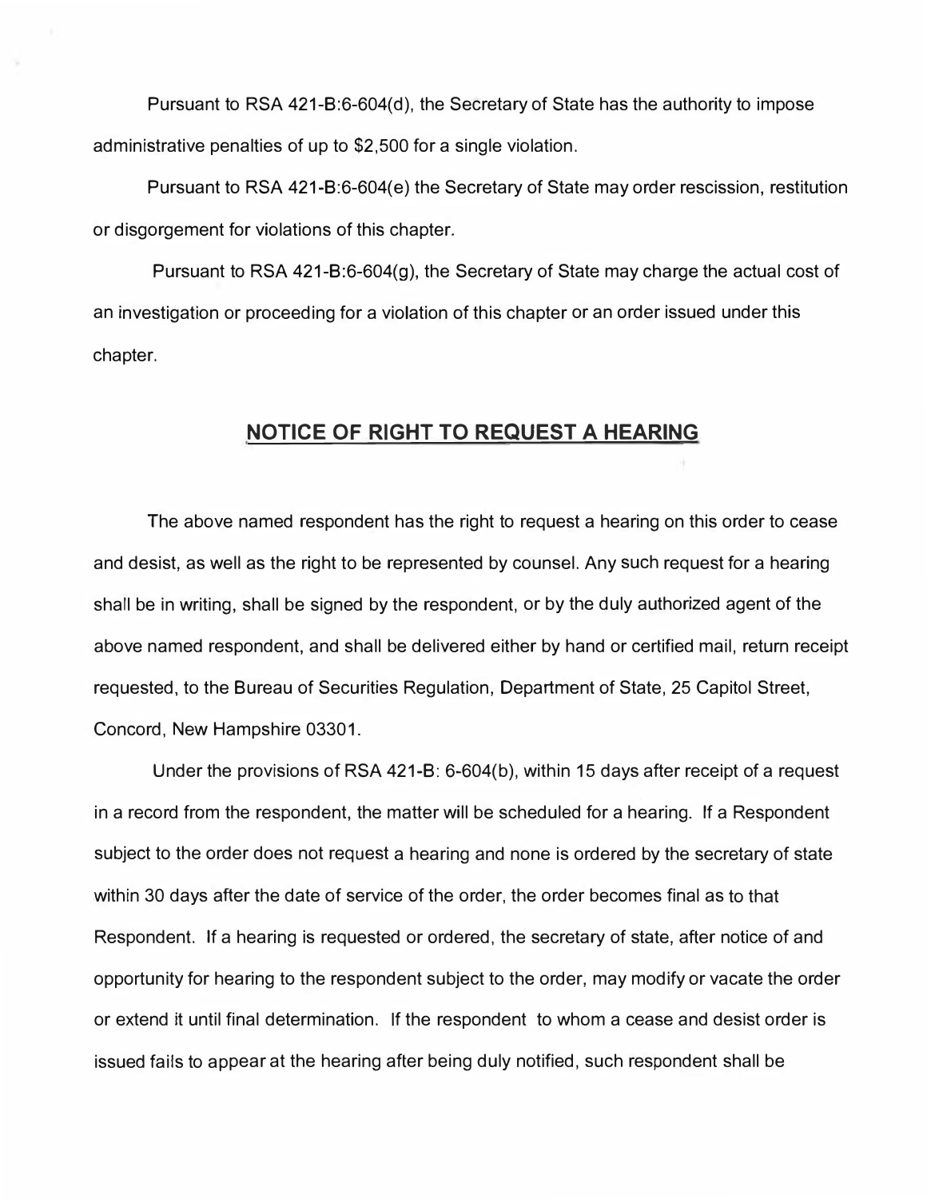Pursuant to RSA 421-B:6-604(d), the Secretary of State has the authority to impose administrative penalties of up to $2,500 for a single violation.

Pursuant to RSA 421-B:6-604(e) the Secretary of State may order rescission, restitution or disgorgement for violations of this chapter.

Pursuant to RSA 421-B:6-604(g), the Secretary of State may charge the actual cost of an investigation or proceeding for a violation of this chapter or an order issued under this chapter.

## NOTICE OF RIGHT TO REQUEST A HEARING

The above named respondent has the right to request a hearing on this order to cease and desist, as well as the right to be represented by counsel. Any such request for a hearing shall be in writing, shall be signed by the respondent, or by the duly authorized agent of the above named respondent, and shall be delivered either by hand or certified mail, return receipt requested, to the Bureau of Securities Regulation, Department of State, 25 Capitol Street, Concord, New Hampshire 03301.

Under the provisions of RSA 421-B: 6-604(b), within 15 days after receipt of a request in a record from the respondent, the matter will be scheduled for a hearing. If a Respondent subject to the order does not request a hearing and none is ordered by the secretary of state within 30 days after the date of service of the order, the order becomes final as to that Respondent. If a hearing is requested or ordered, the secretary of state, after notice of and opportunity for hearing to the respondent subject to the order, may modify or vacate the order or extend it until final determination. If the respondent to whom a cease and desist order is issued fails to appear at the hearing after being duly notified, such respondent shall be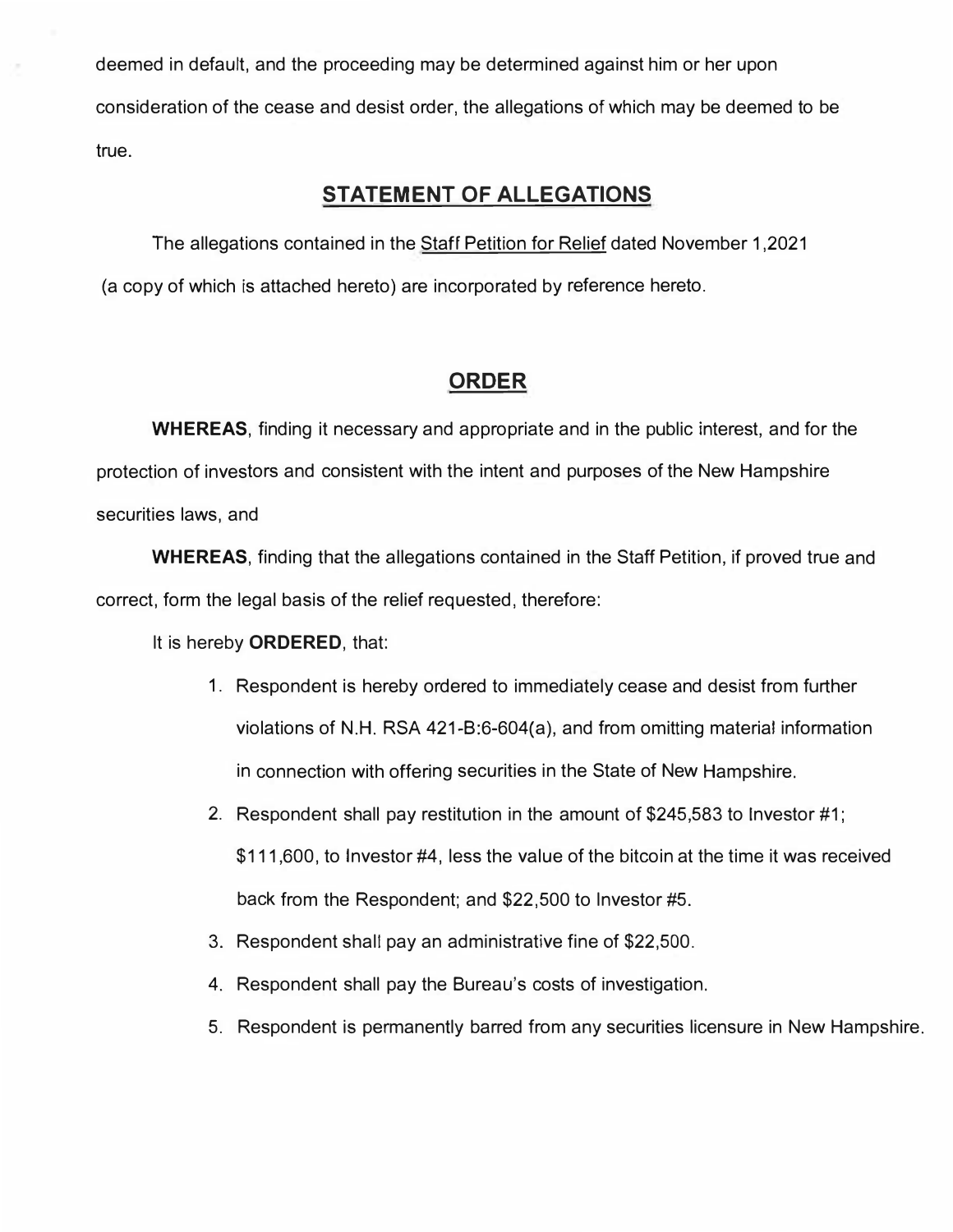deemed in default, and the proceeding may be determined against him or her upon consideration of the cease and desist order, the allegations of which may be deemed to be true.

## STATEMENT OF ALLEGATIONS

The allegations contained in the Staff Petition for Relief dated November 1,2021 (a copy of which is attached hereto) are incorporated by reference hereto.

## ORDER

**WHEREAS**, finding it necessary and appropriate and in the public interest, and for the protection of investors and consistent with the intent and purposes of the New Hampshire securities laws, and

**WHEREAS**, finding that the allegations contained in the Staff Petition, if proved true and correct, form the legal basis of the relief requested, therefore:

It is hereby **ORDERED**, that:

1. Respondent is hereby ordered to immediately cease and desist from further violations of N.H. RSA 421-B:6-604(a), and from omitting material information in connection with offering securities in the State of New Hampshire.
2. Respondent shall pay restitution in the amount of $245,583 to Investor #1; $111,600, to Investor #4, less the value of the bitcoin at the time it was received back from the Respondent; and $22,500 to Investor #5.
3. Respondent shall pay an administrative fine of $22,500.
4. Respondent shall pay the Bureau's costs of investigation.
5. Respondent is permanently barred from any securities licensure in New Hampshire.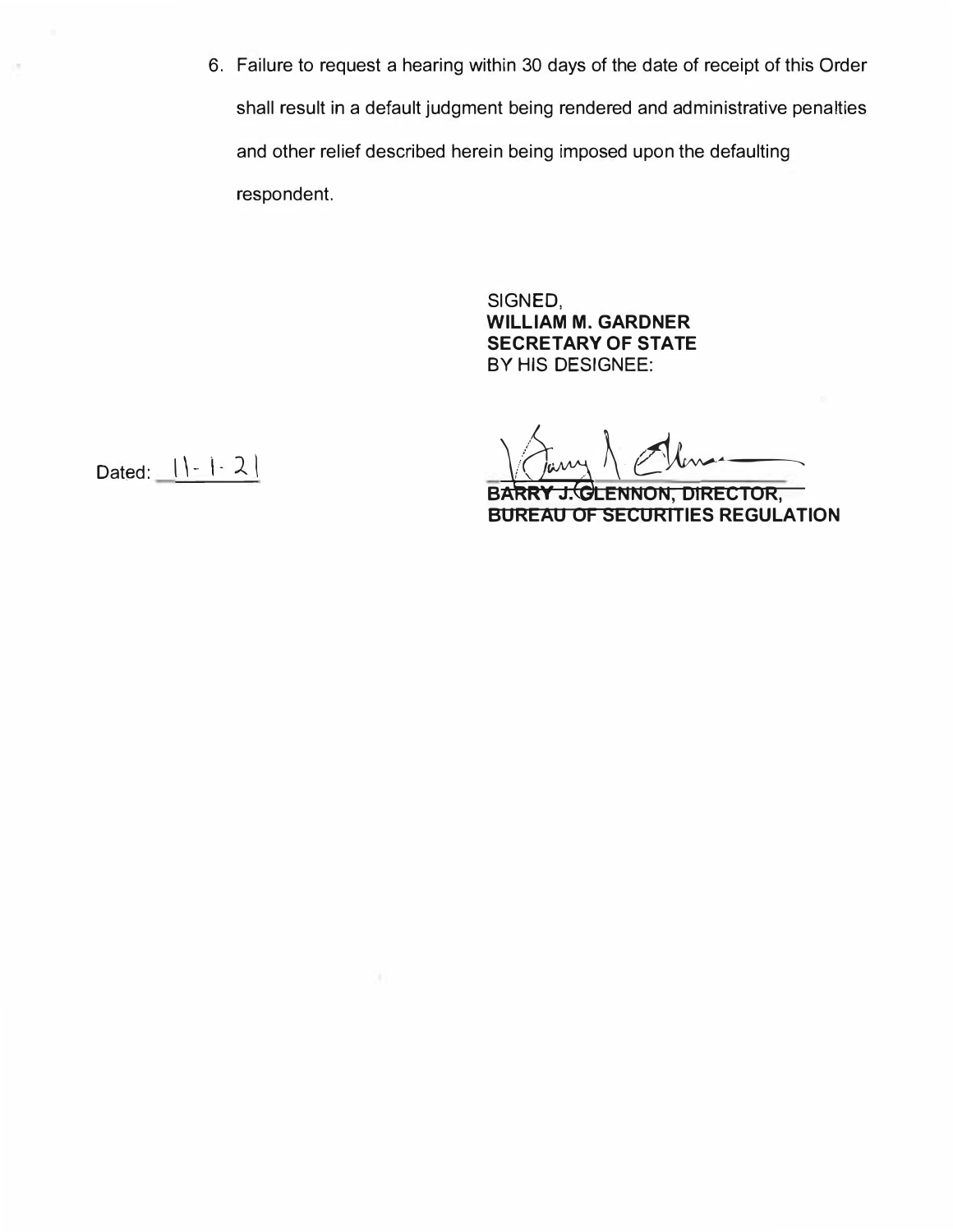6. Failure to request a hearing within 30 days of the date of receipt of this Order shall result in a default judgment being rendered and administrative penalties and other relief described herein being imposed upon the defaulting respondent.

SIGNED,
**WILLIAM M. GARDNER**
**SECRETARY OF STATE**
BY HIS DESIGNEE:

Dated: 11-1-21

**BARRY J. GLENNON, DIRECTOR,**
**BUREAU OF SECURITIES REGULATION**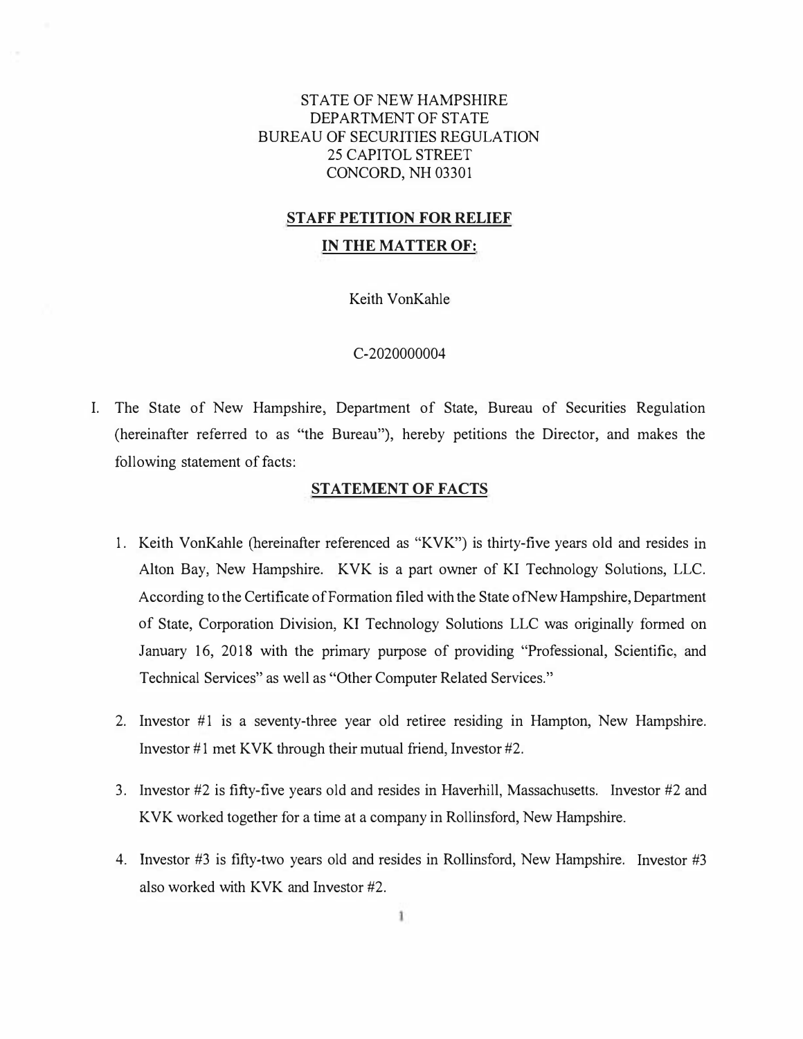STATE OF NEW HAMPSHIRE
DEPARTMENT OF STATE
BUREAU OF SECURITIES REGULATION
25 CAPITOL STREET
CONCORD, NH 03301

**STAFF PETITION FOR RELIEF**

**IN THE MATTER OF:**

Keith VonKahle

C-2020000004

I. The State of New Hampshire, Department of State, Bureau of Securities Regulation (hereinafter referred to as "the Bureau"), hereby petitions the Director, and makes the following statement of facts:

## STATEMENT OF FACTS

1. Keith VonKahle (hereinafter referenced as "KVK") is thirty-five years old and resides in Alton Bay, New Hampshire. KVK is a part owner of KI Technology Solutions, LLC. According to the Certificate of Formation filed with the State of New Hampshire, Department of State, Corporation Division, KI Technology Solutions LLC was originally formed on January 16, 2018 with the primary purpose of providing "Professional, Scientific, and Technical Services" as well as "Other Computer Related Services."

2. Investor #1 is a seventy-three year old retiree residing in Hampton, New Hampshire. Investor #1 met KVK through their mutual friend, Investor #2.

3. Investor #2 is fifty-five years old and resides in Haverhill, Massachusetts. Investor #2 and KVK worked together for a time at a company in Rollinsford, New Hampshire.

4. Investor #3 is fifty-two years old and resides in Rollinsford, New Hampshire. Investor #3 also worked with KVK and Investor #2.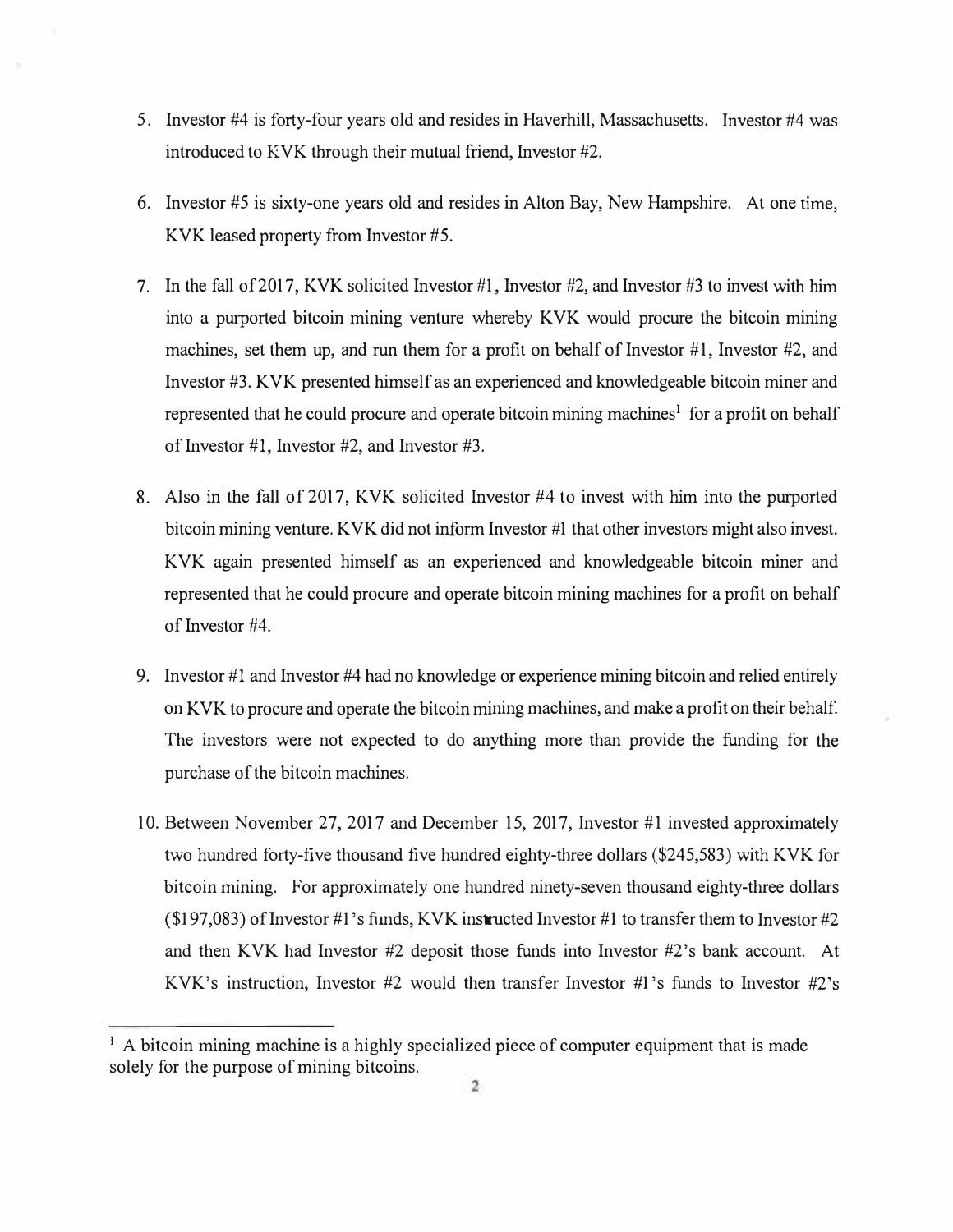5. Investor #4 is forty-four years old and resides in Haverhill, Massachusetts. Investor #4 was introduced to KVK through their mutual friend, Investor #2.

6. Investor #5 is sixty-one years old and resides in Alton Bay, New Hampshire. At one time, KVK leased property from Investor #5.

7. In the fall of 2017, KVK solicited Investor #1, Investor #2, and Investor #3 to invest with him into a purported bitcoin mining venture whereby KVK would procure the bitcoin mining machines, set them up, and run them for a profit on behalf of Investor #1, Investor #2, and Investor #3. KVK presented himself as an experienced and knowledgeable bitcoin miner and represented that he could procure and operate bitcoin mining machines[1] for a profit on behalf of Investor #1, Investor #2, and Investor #3.

8. Also in the fall of 2017, KVK solicited Investor #4 to invest with him into the purported bitcoin mining venture. KVK did not inform Investor #1 that other investors might also invest. KVK again presented himself as an experienced and knowledgeable bitcoin miner and represented that he could procure and operate bitcoin mining machines for a profit on behalf of Investor #4.

9. Investor #1 and Investor #4 had no knowledge or experience mining bitcoin and relied entirely on KVK to procure and operate the bitcoin mining machines, and make a profit on their behalf. The investors were not expected to do anything more than provide the funding for the purchase of the bitcoin machines.

10. Between November 27, 2017 and December 15, 2017, Investor #1 invested approximately two hundred forty-five thousand five hundred eighty-three dollars ($245,583) with KVK for bitcoin mining. For approximately one hundred ninety-seven thousand eighty-three dollars ($197,083) of Investor #1's funds, KVK instructed Investor #1 to transfer them to Investor #2 and then KVK had Investor #2 deposit those funds into Investor #2's bank account. At KVK's instruction, Investor #2 would then transfer Investor #1's funds to Investor #2's

---

[1] A bitcoin mining machine is a highly specialized piece of computer equipment that is made solely for the purpose of mining bitcoins.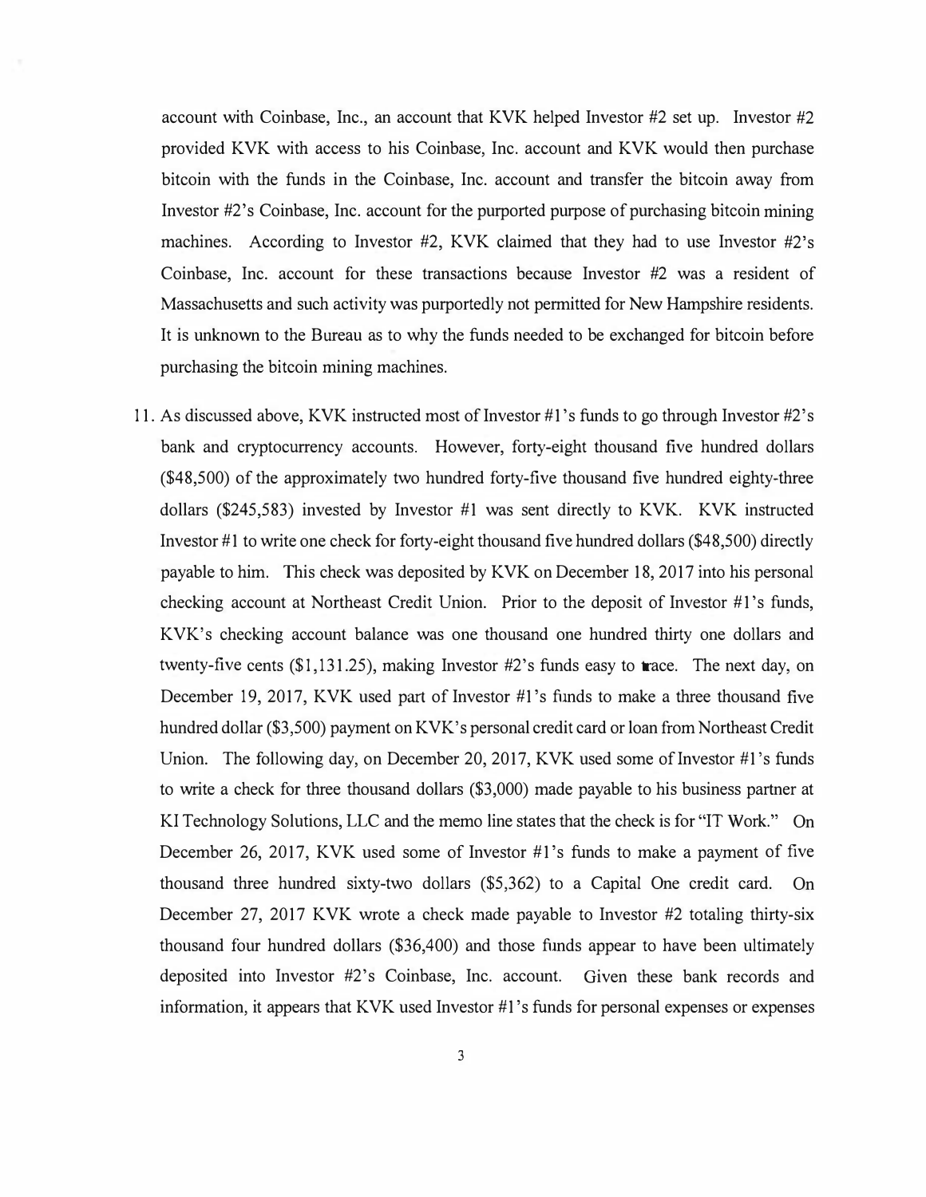account with Coinbase, Inc., an account that KVK helped Investor #2 set up. Investor #2 provided KVK with access to his Coinbase, Inc. account and KVK would then purchase bitcoin with the funds in the Coinbase, Inc. account and transfer the bitcoin away from Investor #2's Coinbase, Inc. account for the purported purpose of purchasing bitcoin mining machines. According to Investor #2, KVK claimed that they had to use Investor #2's Coinbase, Inc. account for these transactions because Investor #2 was a resident of Massachusetts and such activity was purportedly not permitted for New Hampshire residents. It is unknown to the Bureau as to why the funds needed to be exchanged for bitcoin before purchasing the bitcoin mining machines.

11. As discussed above, KVK instructed most of Investor #1's funds to go through Investor #2's bank and cryptocurrency accounts. However, forty-eight thousand five hundred dollars ($48,500) of the approximately two hundred forty-five thousand five hundred eighty-three dollars ($245,583) invested by Investor #1 was sent directly to KVK. KVK instructed Investor #1 to write one check for forty-eight thousand five hundred dollars ($48,500) directly payable to him. This check was deposited by KVK on December 18, 2017 into his personal checking account at Northeast Credit Union. Prior to the deposit of Investor #1's funds, KVK's checking account balance was one thousand one hundred thirty one dollars and twenty-five cents ($1,131.25), making Investor #2's funds easy to trace. The next day, on December 19, 2017, KVK used part of Investor #1's funds to make a three thousand five hundred dollar ($3,500) payment on KVK's personal credit card or loan from Northeast Credit Union. The following day, on December 20, 2017, KVK used some of Investor #1's funds to write a check for three thousand dollars ($3,000) made payable to his business partner at KI Technology Solutions, LLC and the memo line states that the check is for "IT Work." On December 26, 2017, KVK used some of Investor #1's funds to make a payment of five thousand three hundred sixty-two dollars ($5,362) to a Capital One credit card. On December 27, 2017 KVK wrote a check made payable to Investor #2 totaling thirty-six thousand four hundred dollars ($36,400) and those funds appear to have been ultimately deposited into Investor #2's Coinbase, Inc. account. Given these bank records and information, it appears that KVK used Investor #1's funds for personal expenses or expenses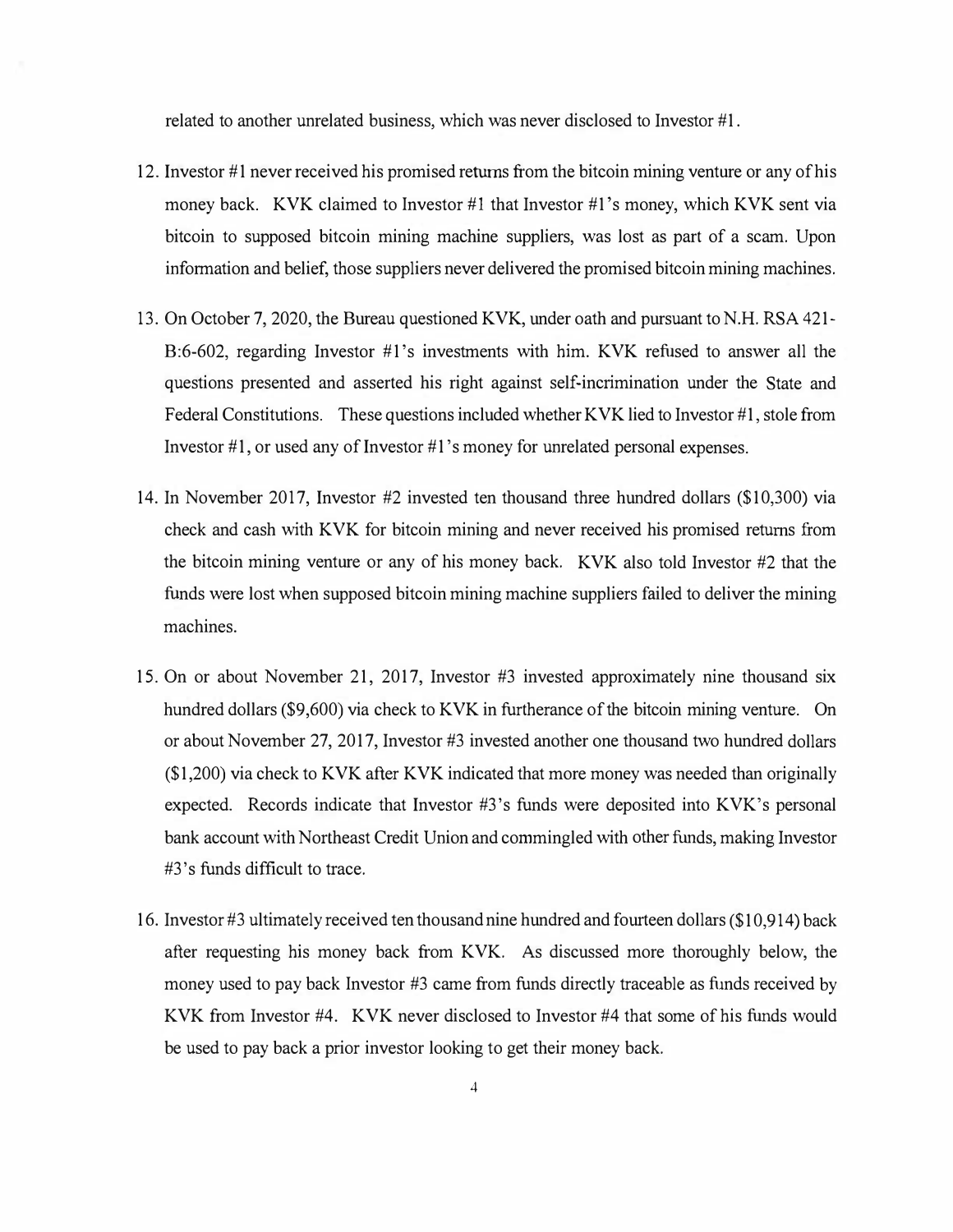related to another unrelated business, which was never disclosed to Investor #1.

12. Investor #1 never received his promised returns from the bitcoin mining venture or any of his money back. KVK claimed to Investor #1 that Investor #1's money, which KVK sent via bitcoin to supposed bitcoin mining machine suppliers, was lost as part of a scam. Upon information and belief, those suppliers never delivered the promised bitcoin mining machines.

13. On October 7, 2020, the Bureau questioned KVK, under oath and pursuant to N.H. RSA 421-B:6-602, regarding Investor #1's investments with him. KVK refused to answer all the questions presented and asserted his right against self-incrimination under the State and Federal Constitutions. These questions included whether KVK lied to Investor #1, stole from Investor #1, or used any of Investor #1's money for unrelated personal expenses.

14. In November 2017, Investor #2 invested ten thousand three hundred dollars ($10,300) via check and cash with KVK for bitcoin mining and never received his promised returns from the bitcoin mining venture or any of his money back. KVK also told Investor #2 that the funds were lost when supposed bitcoin mining machine suppliers failed to deliver the mining machines.

15. On or about November 21, 2017, Investor #3 invested approximately nine thousand six hundred dollars ($9,600) via check to KVK in furtherance of the bitcoin mining venture. On or about November 27, 2017, Investor #3 invested another one thousand two hundred dollars ($1,200) via check to KVK after KVK indicated that more money was needed than originally expected. Records indicate that Investor #3's funds were deposited into KVK's personal bank account with Northeast Credit Union and commingled with other funds, making Investor #3's funds difficult to trace.

16. Investor #3 ultimately received ten thousand nine hundred and fourteen dollars ($10,914) back after requesting his money back from KVK. As discussed more thoroughly below, the money used to pay back Investor #3 came from funds directly traceable as funds received by KVK from Investor #4. KVK never disclosed to Investor #4 that some of his funds would be used to pay back a prior investor looking to get their money back.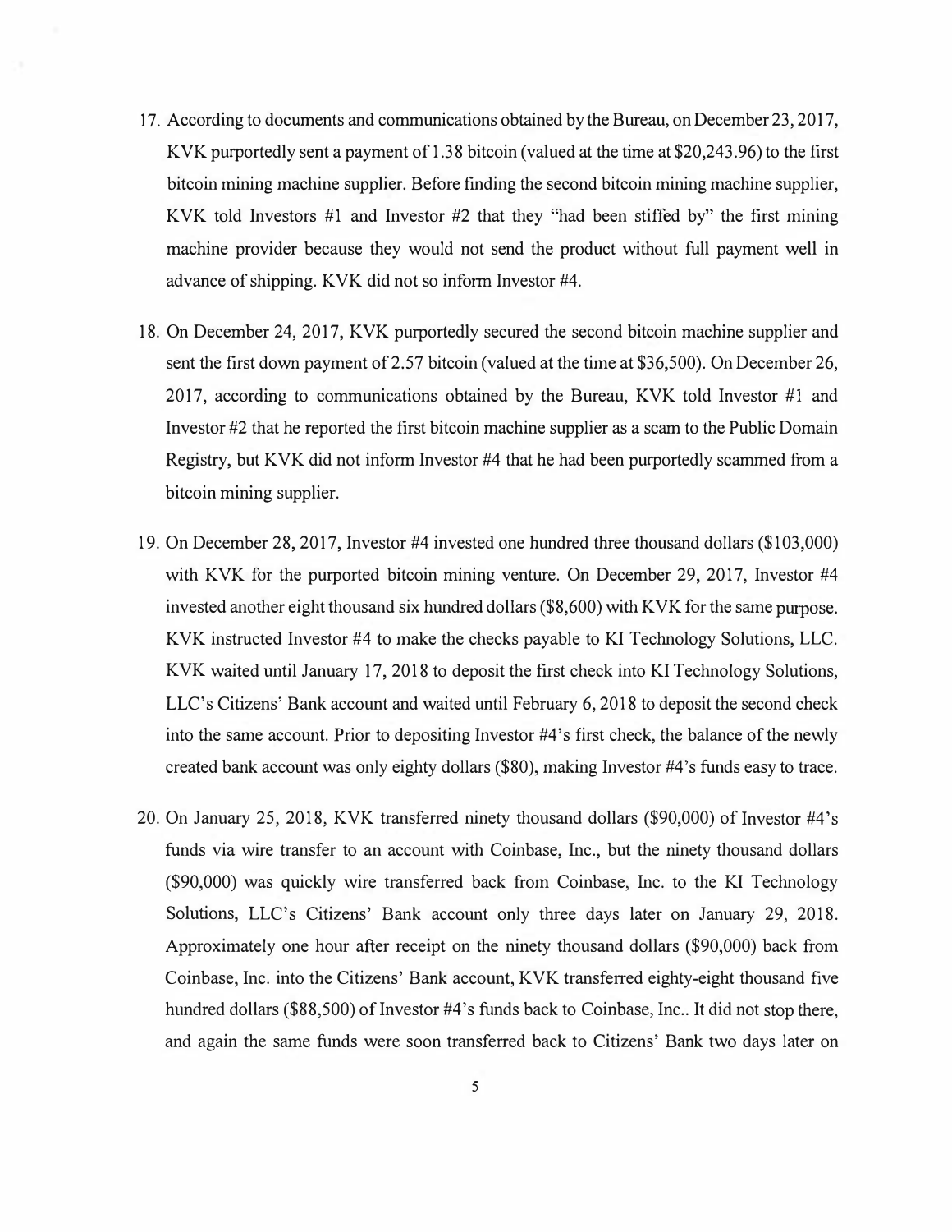17. According to documents and communications obtained by the Bureau, on December 23, 2017, KVK purportedly sent a payment of 1.38 bitcoin (valued at the time at $20,243.96) to the first bitcoin mining machine supplier. Before finding the second bitcoin mining machine supplier, KVK told Investors #1 and Investor #2 that they "had been stiffed by" the first mining machine provider because they would not send the product without full payment well in advance of shipping. KVK did not so inform Investor #4.

18. On December 24, 2017, KVK purportedly secured the second bitcoin machine supplier and sent the first down payment of 2.57 bitcoin (valued at the time at $36,500). On December 26, 2017, according to communications obtained by the Bureau, KVK told Investor #1 and Investor #2 that he reported the first bitcoin machine supplier as a scam to the Public Domain Registry, but KVK did not inform Investor #4 that he had been purportedly scammed from a bitcoin mining supplier.

19. On December 28, 2017, Investor #4 invested one hundred three thousand dollars ($103,000) with KVK for the purported bitcoin mining venture. On December 29, 2017, Investor #4 invested another eight thousand six hundred dollars ($8,600) with KVK for the same purpose. KVK instructed Investor #4 to make the checks payable to KI Technology Solutions, LLC. KVK waited until January 17, 2018 to deposit the first check into KI Technology Solutions, LLC's Citizens' Bank account and waited until February 6, 2018 to deposit the second check into the same account. Prior to depositing Investor #4's first check, the balance of the newly created bank account was only eighty dollars ($80), making Investor #4's funds easy to trace.

20. On January 25, 2018, KVK transferred ninety thousand dollars ($90,000) of Investor #4's funds via wire transfer to an account with Coinbase, Inc., but the ninety thousand dollars ($90,000) was quickly wire transferred back from Coinbase, Inc. to the KI Technology Solutions, LLC's Citizens' Bank account only three days later on January 29, 2018. Approximately one hour after receipt on the ninety thousand dollars ($90,000) back from Coinbase, Inc. into the Citizens' Bank account, KVK transferred eighty-eight thousand five hundred dollars ($88,500) of Investor #4's funds back to Coinbase, Inc.. It did not stop there, and again the same funds were soon transferred back to Citizens' Bank two days later on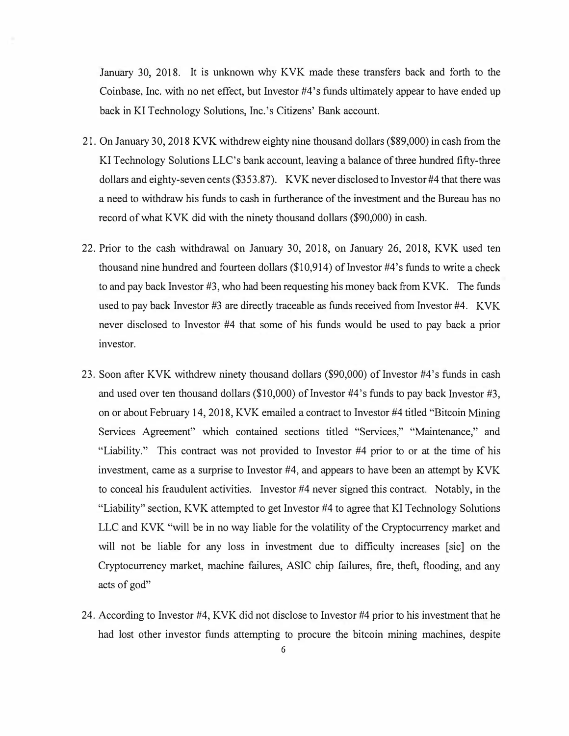January 30, 2018. It is unknown why KVK made these transfers back and forth to the Coinbase, Inc. with no net effect, but Investor #4's funds ultimately appear to have ended up back in KI Technology Solutions, Inc.'s Citizens' Bank account.

21. On January 30, 2018 KVK withdrew eighty nine thousand dollars ($89,000) in cash from the KI Technology Solutions LLC's bank account, leaving a balance of three hundred fifty-three dollars and eighty-seven cents ($353.87). KVK never disclosed to Investor #4 that there was a need to withdraw his funds to cash in furtherance of the investment and the Bureau has no record of what KVK did with the ninety thousand dollars ($90,000) in cash.

22. Prior to the cash withdrawal on January 30, 2018, on January 26, 2018, KVK used ten thousand nine hundred and fourteen dollars ($10,914) of Investor #4's funds to write a check to and pay back Investor #3, who had been requesting his money back from KVK. The funds used to pay back Investor #3 are directly traceable as funds received from Investor #4. KVK never disclosed to Investor #4 that some of his funds would be used to pay back a prior investor.

23. Soon after KVK withdrew ninety thousand dollars ($90,000) of Investor #4's funds in cash and used over ten thousand dollars ($10,000) of Investor #4's funds to pay back Investor #3, on or about February 14, 2018, KVK emailed a contract to Investor #4 titled "Bitcoin Mining Services Agreement" which contained sections titled "Services," "Maintenance," and "Liability." This contract was not provided to Investor #4 prior to or at the time of his investment, came as a surprise to Investor #4, and appears to have been an attempt by KVK to conceal his fraudulent activities. Investor #4 never signed this contract. Notably, in the "Liability" section, KVK attempted to get Investor #4 to agree that KI Technology Solutions LLC and KVK "will be in no way liable for the volatility of the Cryptocurrency market and will not be liable for any loss in investment due to difficulty increases [sic] on the Cryptocurrency market, machine failures, ASIC chip failures, fire, theft, flooding, and any acts of god"

24. According to Investor #4, KVK did not disclose to Investor #4 prior to his investment that he had lost other investor funds attempting to procure the bitcoin mining machines, despite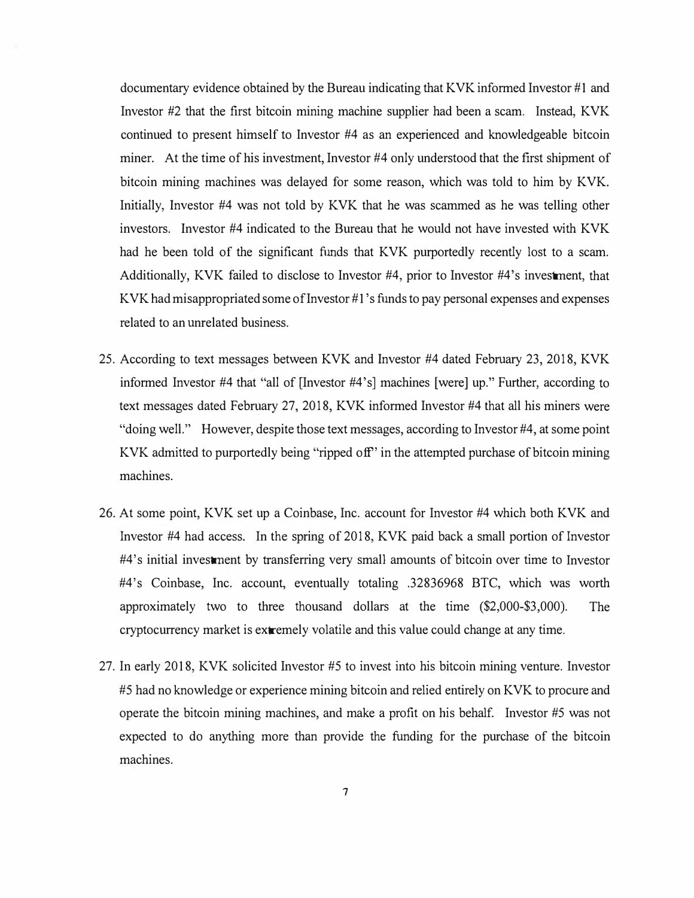documentary evidence obtained by the Bureau indicating that KVK informed Investor #1 and Investor #2 that the first bitcoin mining machine supplier had been a scam. Instead, KVK continued to present himself to Investor #4 as an experienced and knowledgeable bitcoin miner. At the time of his investment, Investor #4 only understood that the first shipment of bitcoin mining machines was delayed for some reason, which was told to him by KVK. Initially, Investor #4 was not told by KVK that he was scammed as he was telling other investors. Investor #4 indicated to the Bureau that he would not have invested with KVK had he been told of the significant funds that KVK purportedly recently lost to a scam. Additionally, KVK failed to disclose to Investor #4, prior to Investor #4's investment, that KVK had misappropriated some of Investor #1's funds to pay personal expenses and expenses related to an unrelated business.

25. According to text messages between KVK and Investor #4 dated February 23, 2018, KVK informed Investor #4 that "all of [Investor #4's] machines [were] up." Further, according to text messages dated February 27, 2018, KVK informed Investor #4 that all his miners were "doing well." However, despite those text messages, according to Investor #4, at some point KVK admitted to purportedly being "ripped off" in the attempted purchase of bitcoin mining machines.

26. At some point, KVK set up a Coinbase, Inc. account for Investor #4 which both KVK and Investor #4 had access. In the spring of 2018, KVK paid back a small portion of Investor #4's initial investment by transferring very small amounts of bitcoin over time to Investor #4's Coinbase, Inc. account, eventually totaling .32836968 BTC, which was worth approximately two to three thousand dollars at the time ($2,000-$3,000). The cryptocurrency market is extremely volatile and this value could change at any time.

27. In early 2018, KVK solicited Investor #5 to invest into his bitcoin mining venture. Investor #5 had no knowledge or experience mining bitcoin and relied entirely on KVK to procure and operate the bitcoin mining machines, and make a profit on his behalf. Investor #5 was not expected to do anything more than provide the funding for the purchase of the bitcoin machines.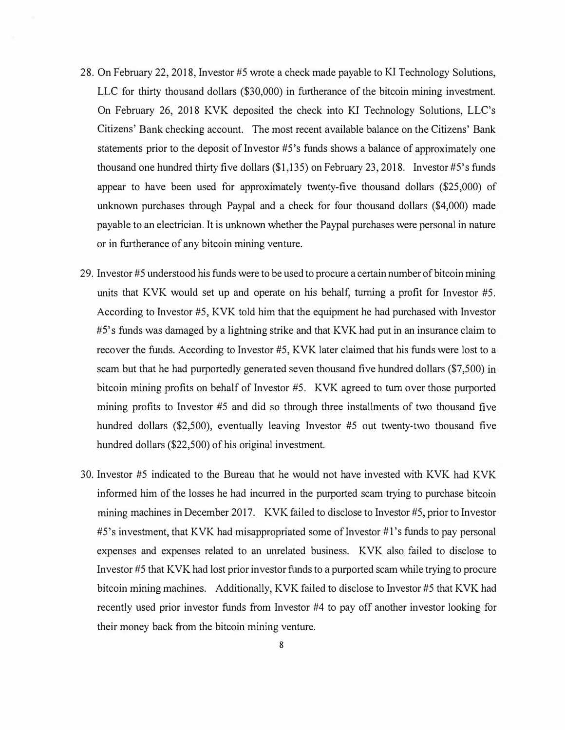28. On February 22, 2018, Investor #5 wrote a check made payable to KI Technology Solutions, LLC for thirty thousand dollars ($30,000) in furtherance of the bitcoin mining investment. On February 26, 2018 KVK deposited the check into KI Technology Solutions, LLC's Citizens' Bank checking account. The most recent available balance on the Citizens' Bank statements prior to the deposit of Investor #5's funds shows a balance of approximately one thousand one hundred thirty five dollars ($1,135) on February 23, 2018. Investor #5's funds appear to have been used for approximately twenty-five thousand dollars ($25,000) of unknown purchases through Paypal and a check for four thousand dollars ($4,000) made payable to an electrician. It is unknown whether the Paypal purchases were personal in nature or in furtherance of any bitcoin mining venture.

29. Investor #5 understood his funds were to be used to procure a certain number of bitcoin mining units that KVK would set up and operate on his behalf, turning a profit for Investor #5. According to Investor #5, KVK told him that the equipment he had purchased with Investor #5's funds was damaged by a lightning strike and that KVK had put in an insurance claim to recover the funds. According to Investor #5, KVK later claimed that his funds were lost to a scam but that he had purportedly generated seven thousand five hundred dollars ($7,500) in bitcoin mining profits on behalf of Investor #5. KVK agreed to turn over those purported mining profits to Investor #5 and did so through three installments of two thousand five hundred dollars ($2,500), eventually leaving Investor #5 out twenty-two thousand five hundred dollars ($22,500) of his original investment.

30. Investor #5 indicated to the Bureau that he would not have invested with KVK had KVK informed him of the losses he had incurred in the purported scam trying to purchase bitcoin mining machines in December 2017. KVK failed to disclose to Investor #5, prior to Investor #5's investment, that KVK had misappropriated some of Investor #1's funds to pay personal expenses and expenses related to an unrelated business. KVK also failed to disclose to Investor #5 that KVK had lost prior investor funds to a purported scam while trying to procure bitcoin mining machines. Additionally, KVK failed to disclose to Investor #5 that KVK had recently used prior investor funds from Investor #4 to pay off another investor looking for their money back from the bitcoin mining venture.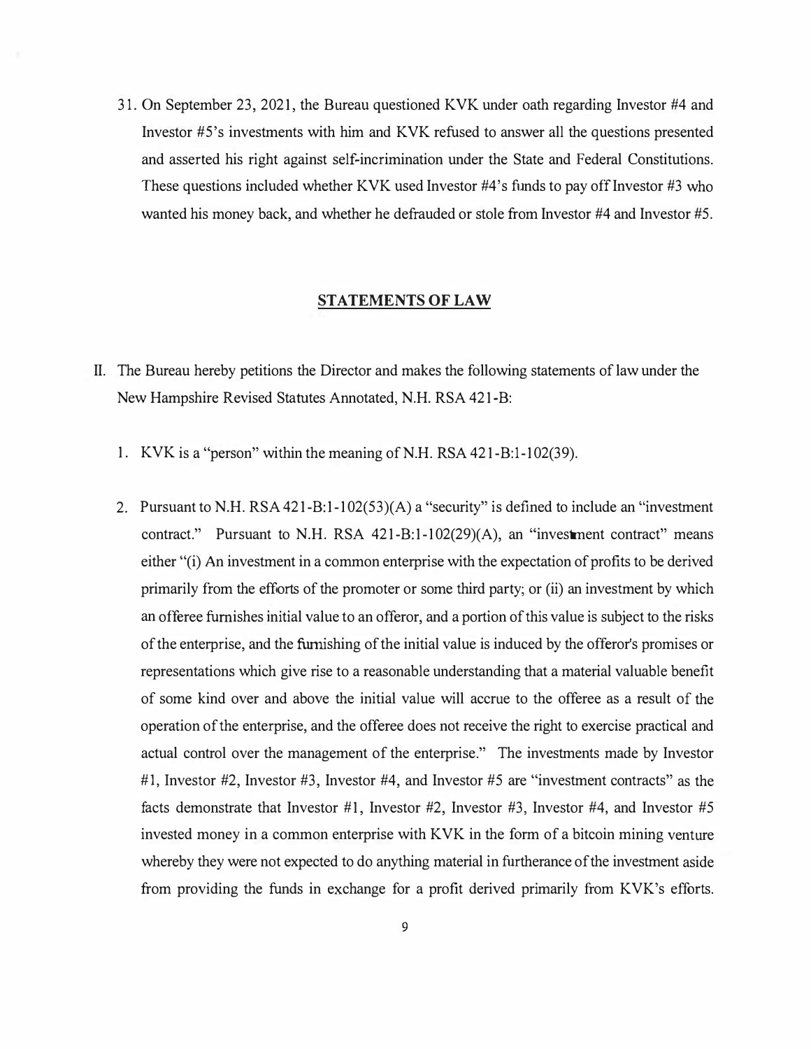31. On September 23, 2021, the Bureau questioned KVK under oath regarding Investor #4 and Investor #5's investments with him and KVK refused to answer all the questions presented and asserted his right against self-incrimination under the State and Federal Constitutions. These questions included whether KVK used Investor #4's funds to pay off Investor #3 who wanted his money back, and whether he defrauded or stole from Investor #4 and Investor #5.

## STATEMENTS OF LAW

II. The Bureau hereby petitions the Director and makes the following statements of law under the New Hampshire Revised Statutes Annotated, N.H. RSA 421-B:

1. KVK is a "person" within the meaning of N.H. RSA 421-B:1-102(39).

2. Pursuant to N.H. RSA 421-B:1-102(53)(A) a "security" is defined to include an "investment contract." Pursuant to N.H. RSA 421-B:1-102(29)(A), an "investment contract" means either "(i) An investment in a common enterprise with the expectation of profits to be derived primarily from the efforts of the promoter or some third party; or (ii) an investment by which an offeree furnishes initial value to an offeror, and a portion of this value is subject to the risks of the enterprise, and the furnishing of the initial value is induced by the offeror's promises or representations which give rise to a reasonable understanding that a material valuable benefit of some kind over and above the initial value will accrue to the offeree as a result of the operation of the enterprise, and the offeree does not receive the right to exercise practical and actual control over the management of the enterprise." The investments made by Investor #1, Investor #2, Investor #3, Investor #4, and Investor #5 are "investment contracts" as the facts demonstrate that Investor #1, Investor #2, Investor #3, Investor #4, and Investor #5 invested money in a common enterprise with KVK in the form of a bitcoin mining venture whereby they were not expected to do anything material in furtherance of the investment aside from providing the funds in exchange for a profit derived primarily from KVK's efforts.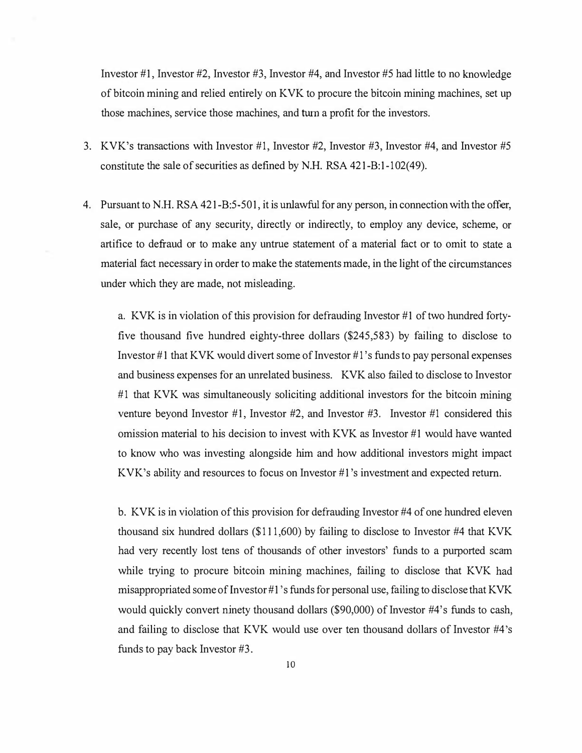Investor #1, Investor #2, Investor #3, Investor #4, and Investor #5 had little to no knowledge of bitcoin mining and relied entirely on KVK to procure the bitcoin mining machines, set up those machines, service those machines, and turn a profit for the investors.

3. KVK's transactions with Investor #1, Investor #2, Investor #3, Investor #4, and Investor #5 constitute the sale of securities as defined by N.H. RSA 421-B:1-102(49).

4. Pursuant to N.H. RSA 421-B:5-501, it is unlawful for any person, in connection with the offer, sale, or purchase of any security, directly or indirectly, to employ any device, scheme, or artifice to defraud or to make any untrue statement of a material fact or to omit to state a material fact necessary in order to make the statements made, in the light of the circumstances under which they are made, not misleading.

   a. KVK is in violation of this provision for defrauding Investor #1 of two hundred forty-five thousand five hundred eighty-three dollars ($245,583) by failing to disclose to Investor #1 that KVK would divert some of Investor #1's funds to pay personal expenses and business expenses for an unrelated business. KVK also failed to disclose to Investor #1 that KVK was simultaneously soliciting additional investors for the bitcoin mining venture beyond Investor #1, Investor #2, and Investor #3. Investor #1 considered this omission material to his decision to invest with KVK as Investor #1 would have wanted to know who was investing alongside him and how additional investors might impact KVK's ability and resources to focus on Investor #1's investment and expected return.

   b. KVK is in violation of this provision for defrauding Investor #4 of one hundred eleven thousand six hundred dollars ($111,600) by failing to disclose to Investor #4 that KVK had very recently lost tens of thousands of other investors' funds to a purported scam while trying to procure bitcoin mining machines, failing to disclose that KVK had misappropriated some of Investor #1's funds for personal use, failing to disclose that KVK would quickly convert ninety thousand dollars ($90,000) of Investor #4's funds to cash, and failing to disclose that KVK would use over ten thousand dollars of Investor #4's funds to pay back Investor #3.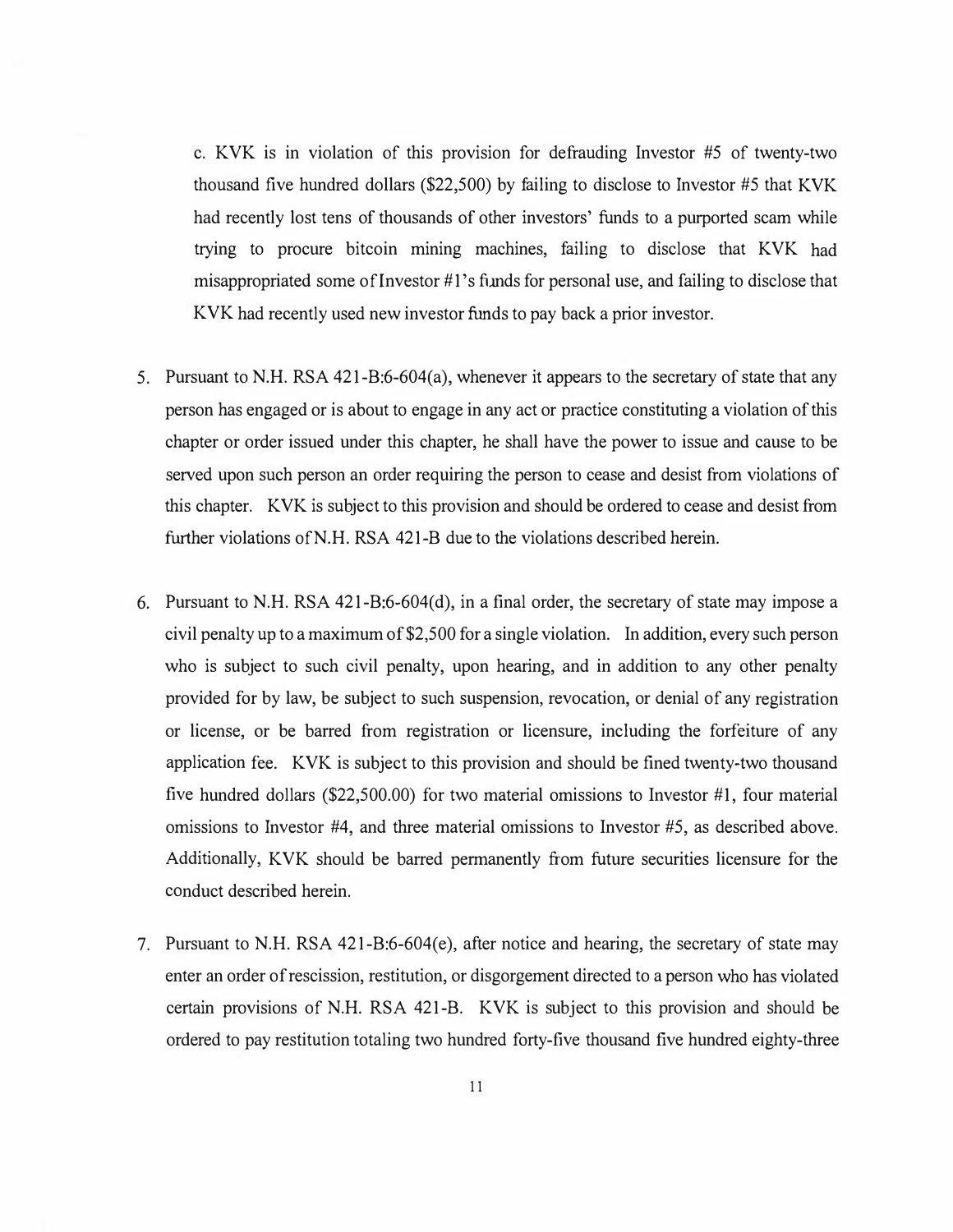c. KVK is in violation of this provision for defrauding Investor #5 of twenty-two thousand five hundred dollars ($22,500) by failing to disclose to Investor #5 that KVK had recently lost tens of thousands of other investors' funds to a purported scam while trying to procure bitcoin mining machines, failing to disclose that KVK had misappropriated some of Investor #1's funds for personal use, and failing to disclose that KVK had recently used new investor funds to pay back a prior investor.

5. Pursuant to N.H. RSA 421-B:6-604(a), whenever it appears to the secretary of state that any person has engaged or is about to engage in any act or practice constituting a violation of this chapter or order issued under this chapter, he shall have the power to issue and cause to be served upon such person an order requiring the person to cease and desist from violations of this chapter. KVK is subject to this provision and should be ordered to cease and desist from further violations of N.H. RSA 421-B due to the violations described herein.

6. Pursuant to N.H. RSA 421-B:6-604(d), in a final order, the secretary of state may impose a civil penalty up to a maximum of $2,500 for a single violation. In addition, every such person who is subject to such civil penalty, upon hearing, and in addition to any other penalty provided for by law, be subject to such suspension, revocation, or denial of any registration or license, or be barred from registration or licensure, including the forfeiture of any application fee. KVK is subject to this provision and should be fined twenty-two thousand five hundred dollars ($22,500.00) for two material omissions to Investor #1, four material omissions to Investor #4, and three material omissions to Investor #5, as described above. Additionally, KVK should be barred permanently from future securities licensure for the conduct described herein.

7. Pursuant to N.H. RSA 421-B:6-604(e), after notice and hearing, the secretary of state may enter an order of rescission, restitution, or disgorgement directed to a person who has violated certain provisions of N.H. RSA 421-B. KVK is subject to this provision and should be ordered to pay restitution totaling two hundred forty-five thousand five hundred eighty-three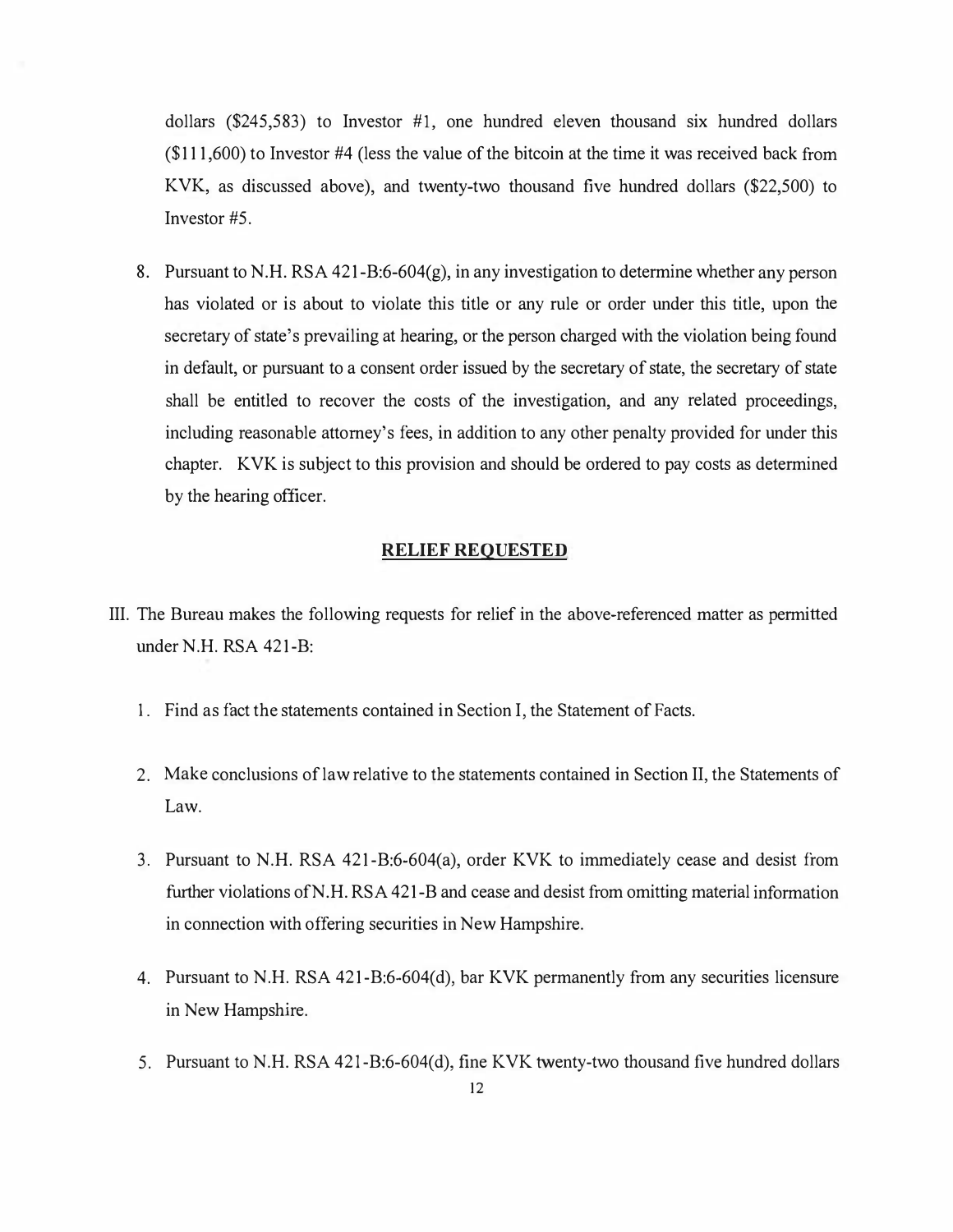dollars ($245,583) to Investor #1, one hundred eleven thousand six hundred dollars ($111,600) to Investor #4 (less the value of the bitcoin at the time it was received back from KVK, as discussed above), and twenty-two thousand five hundred dollars ($22,500) to Investor #5.

8. Pursuant to N.H. RSA 421-B:6-604(g), in any investigation to determine whether any person has violated or is about to violate this title or any rule or order under this title, upon the secretary of state's prevailing at hearing, or the person charged with the violation being found in default, or pursuant to a consent order issued by the secretary of state, the secretary of state shall be entitled to recover the costs of the investigation, and any related proceedings, including reasonable attorney's fees, in addition to any other penalty provided for under this chapter. KVK is subject to this provision and should be ordered to pay costs as determined by the hearing officer.

## RELIEF REQUESTED

III. The Bureau makes the following requests for relief in the above-referenced matter as permitted under N.H. RSA 421-B:

1. Find as fact the statements contained in Section I, the Statement of Facts.

2. Make conclusions of law relative to the statements contained in Section II, the Statements of Law.

3. Pursuant to N.H. RSA 421-B:6-604(a), order KVK to immediately cease and desist from further violations of N.H. RSA 421-B and cease and desist from omitting material information in connection with offering securities in New Hampshire.

4. Pursuant to N.H. RSA 421-B:6-604(d), bar KVK permanently from any securities licensure in New Hampshire.

5. Pursuant to N.H. RSA 421-B:6-604(d), fine KVK twenty-two thousand five hundred dollars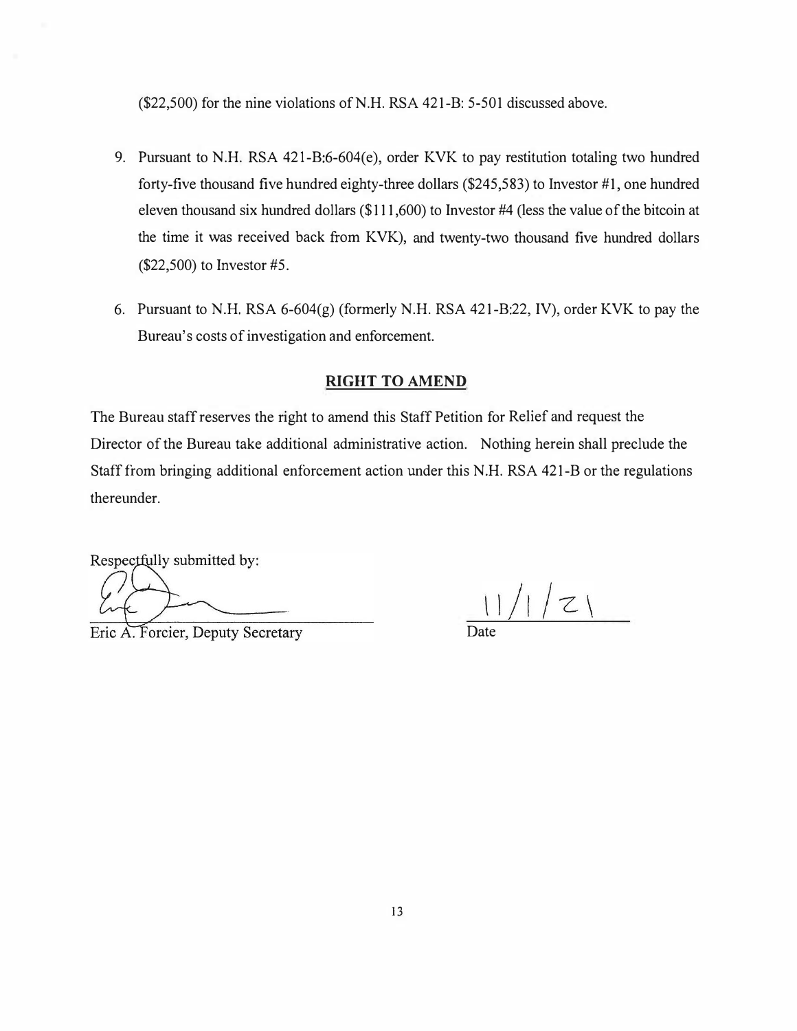($22,500) for the nine violations of N.H. RSA 421-B: 5-501 discussed above.

9. Pursuant to N.H. RSA 421-B:6-604(e), order KVK to pay restitution totaling two hundred forty-five thousand five hundred eighty-three dollars ($245,583) to Investor #1, one hundred eleven thousand six hundred dollars ($111,600) to Investor #4 (less the value of the bitcoin at the time it was received back from KVK), and twenty-two thousand five hundred dollars ($22,500) to Investor #5.

6. Pursuant to N.H. RSA 6-604(g) (formerly N.H. RSA 421-B:22, IV), order KVK to pay the Bureau's costs of investigation and enforcement.

## RIGHT TO AMEND

The Bureau staff reserves the right to amend this Staff Petition for Relief and request the Director of the Bureau take additional administrative action. Nothing herein shall preclude the Staff from bringing additional enforcement action under this N.H. RSA 421-B or the regulations thereunder.

Respectfully submitted by:

Eric A. Forcier, Deputy Secretary

11/1/21
Date